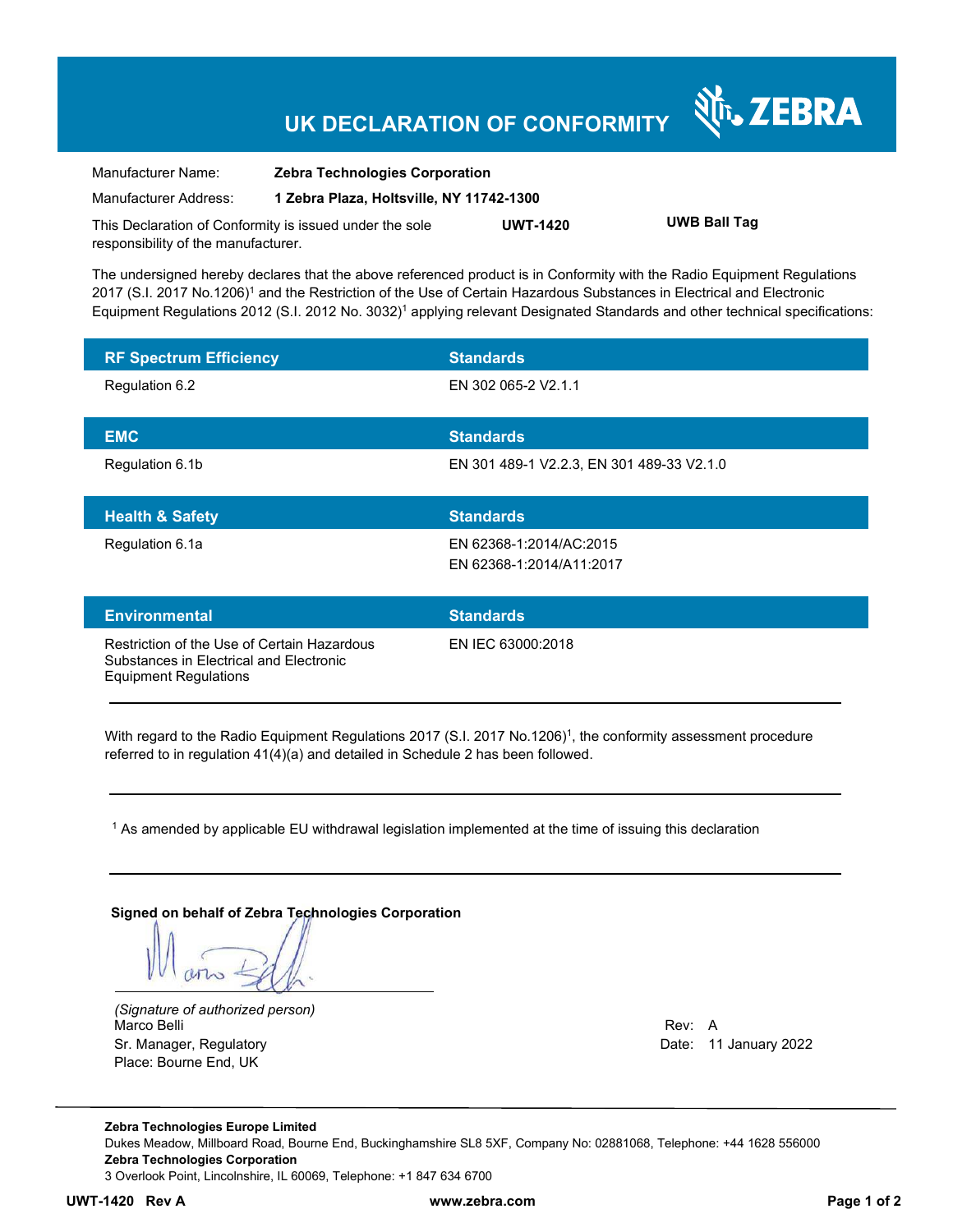# UK DECLARATION OF CONFORMITY

ZEBRA

| | |
|---|---|
| Manufacturer Name: | **Zebra Technologies Corporation** |
| Manufacturer Address: | **1 Zebra Plaza, Holtsville, NY 11742-1300** |

This Declaration of Conformity is issued under the sole responsibility of the manufacturer. **UWT-1420** **UWB Ball Tag**

The undersigned hereby declares that the above referenced product is in Conformity with the Radio Equipment Regulations 2017 (S.I. 2017 No.1206)[1] and the Restriction of the Use of Certain Hazardous Substances in Electrical and Electronic Equipment Regulations 2012 (S.I. 2012 No. 3032)[1] applying relevant Designated Standards and other technical specifications:

| RF Spectrum Efficiency | Standards |
|---|---|
| Regulation 6.2 | EN 302 065-2 V2.1.1 |

| EMC | Standards |
|---|---|
| Regulation 6.1b | EN 301 489-1 V2.2.3, EN 301 489-33 V2.1.0 |

| Health & Safety | Standards |
|---|---|
| Regulation 6.1a | EN 62368-1:2014/AC:2015<br>EN 62368-1:2014/A11:2017 |

| Environmental | Standards |
|---|---|
| Restriction of the Use of Certain Hazardous Substances in Electrical and Electronic Equipment Regulations | EN IEC 63000:2018 |

With regard to the Radio Equipment Regulations 2017 (S.I. 2017 No.1206)[1], the conformity assessment procedure referred to in regulation 41(4)(a) and detailed in Schedule 2 has been followed.

[1] As amended by applicable EU withdrawal legislation implemented at the time of issuing this declaration

**Signed on behalf of Zebra Technologies Corporation**

*(Signature of authorized person)*
Marco Belli
Sr. Manager, Regulatory
Place: Bourne End, UK

Rev: A
Date: 11 January 2022

**Zebra Technologies Europe Limited**
Dukes Meadow, Millboard Road, Bourne End, Buckinghamshire SL8 5XF, Company No: 02881068, Telephone: +44 1628 556000
**Zebra Technologies Corporation**
3 Overlook Point, Lincolnshire, IL 60069, Telephone: +1 847 634 6700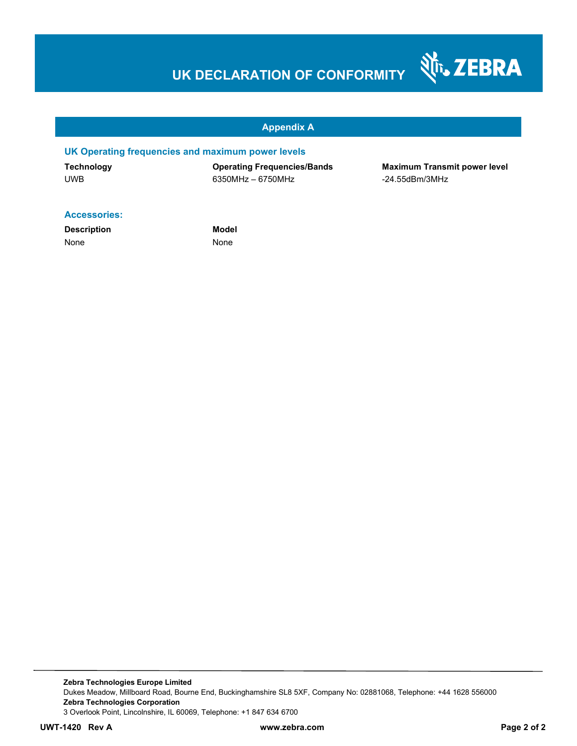# UK DECLARATION OF CONFORMITY

## Appendix A

### UK Operating frequencies and maximum power levels

| Technology | Operating Frequencies/Bands | Maximum Transmit power level |
| --- | --- | --- |
| UWB | 6350MHz – 6750MHz | -24.55dBm/3MHz |

### Accessories:

| Description | Model |
| --- | --- |
| None | None |

**Zebra Technologies Europe Limited**
Dukes Meadow, Millboard Road, Bourne End, Buckinghamshire SL8 5XF, Company No: 02881068, Telephone: +44 1628 556000
**Zebra Technologies Corporation**
3 Overlook Point, Lincolnshire, IL 60069, Telephone: +1 847 634 6700

**UWT-1420 Rev A** **www.zebra.com**